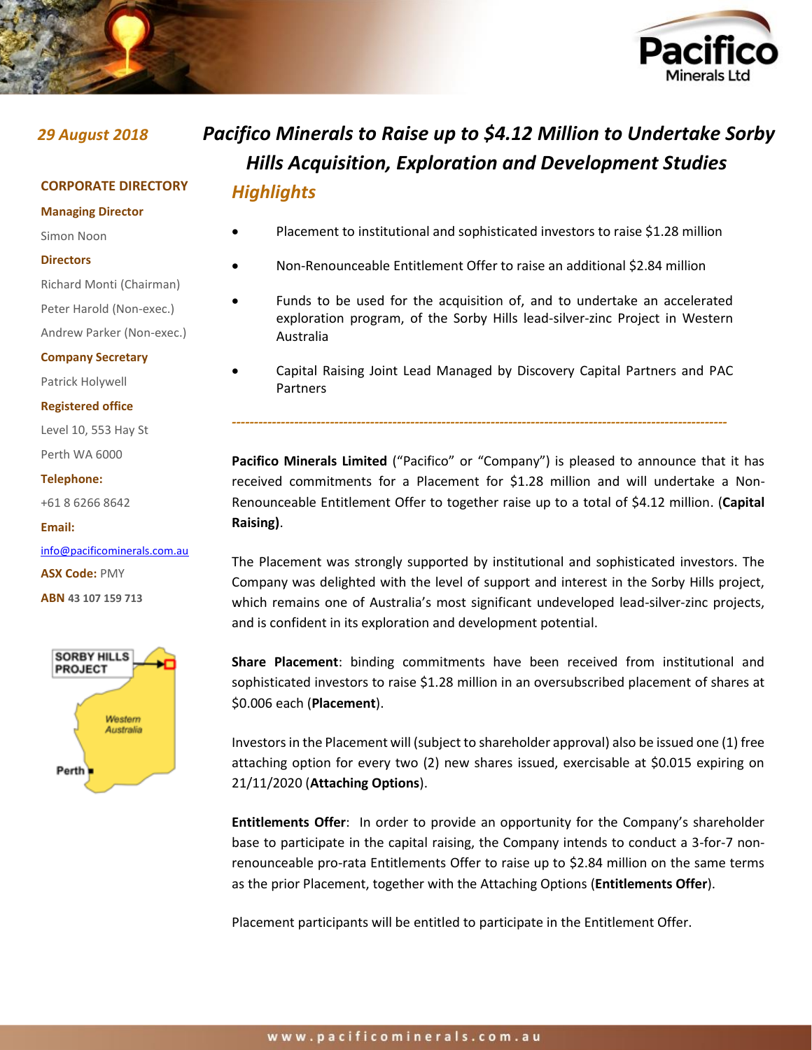*29 August 2018*

# *Pacifico Minerals to Raise up to $4.12 Million to Undertake Sorby Hills Acquisition, Exploration and Development Studies*

**CORPORATE DIRECTORY**

**Managing Director**

Simon Noon

**Directors**

Richard Monti (Chairman)

Peter Harold (Non-exec.)

Andrew Parker (Non-exec.)

**Company Secretary**

Patrick Holywell

**Registered office**

Level 10, 553 Hay St

Perth WA 6000

**Telephone:**

+61 8 6266 8642

**Email:**

info@pacificominerals.com.au

**ASX Code:** PMY

**ABN** 43 107 159 713

## *Highlights*

- Placement to institutional and sophisticated investors to raise $1.28 million
- Non-Renounceable Entitlement Offer to raise an additional $2.84 million
- Funds to be used for the acquisition of, and to undertake an accelerated exploration program, of the Sorby Hills lead-silver-zinc Project in Western Australia
- Capital Raising Joint Lead Managed by Discovery Capital Partners and PAC Partners

---

**Pacifico Minerals Limited** ("Pacifico" or "Company") is pleased to announce that it has received commitments for a Placement for $1.28 million and will undertake a Non-Renounceable Entitlement Offer to together raise up to a total of $4.12 million. (**Capital Raising)**.

The Placement was strongly supported by institutional and sophisticated investors. The Company was delighted with the level of support and interest in the Sorby Hills project, which remains one of Australia's most significant undeveloped lead-silver-zinc projects, and is confident in its exploration and development potential.

**Share Placement**: binding commitments have been received from institutional and sophisticated investors to raise $1.28 million in an oversubscribed placement of shares at $0.006 each (**Placement**).

Investors in the Placement will (subject to shareholder approval) also be issued one (1) free attaching option for every two (2) new shares issued, exercisable at $0.015 expiring on 21/11/2020 (**Attaching Options**).

**Entitlements Offer**: In order to provide an opportunity for the Company's shareholder base to participate in the capital raising, the Company intends to conduct a 3-for-7 non-renounceable pro-rata Entitlements Offer to raise up to $2.84 million on the same terms as the prior Placement, together with the Attaching Options (**Entitlements Offer**).

Placement participants will be entitled to participate in the Entitlement Offer.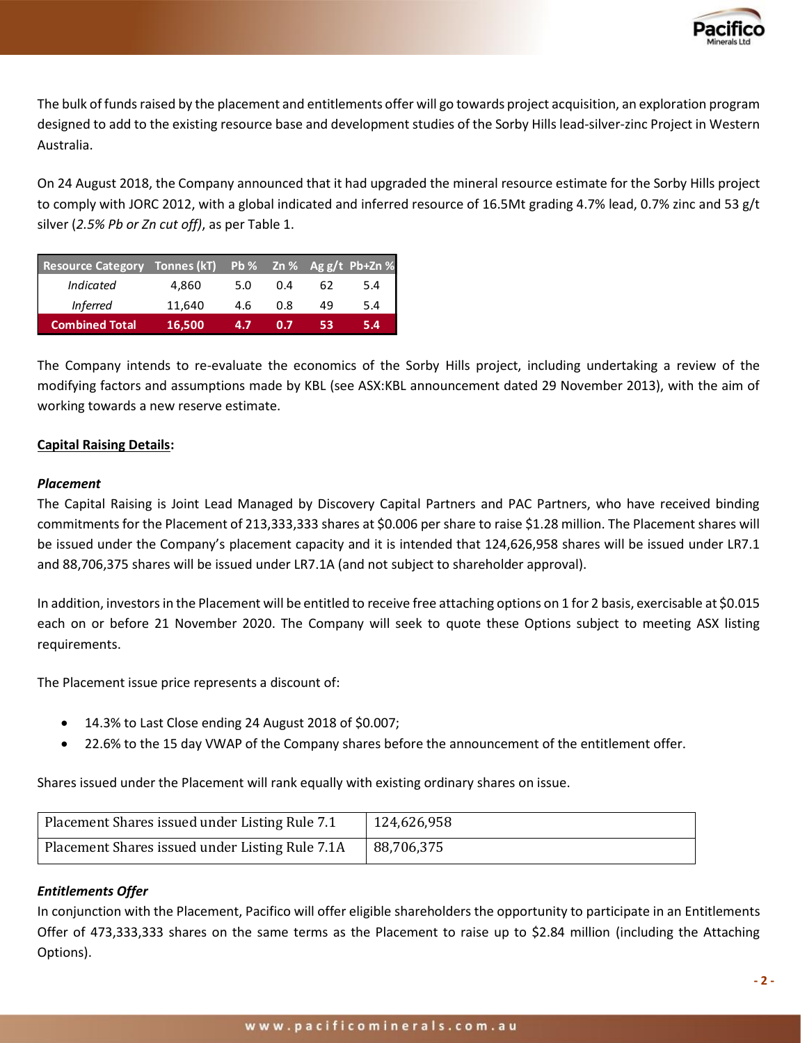The bulk of funds raised by the placement and entitlements offer will go towards project acquisition, an exploration program designed to add to the existing resource base and development studies of the Sorby Hills lead-silver-zinc Project in Western Australia.

On 24 August 2018, the Company announced that it had upgraded the mineral resource estimate for the Sorby Hills project to comply with JORC 2012, with a global indicated and inferred resource of 16.5Mt grading 4.7% lead, 0.7% zinc and 53 g/t silver (*2.5% Pb or Zn cut off)*, as per Table 1.

| Resource Category | Tonnes (kT) | Pb % | Zn % | Ag g/t | Pb+Zn % |
|---|---|---|---|---|---|
| *Indicated* | 4,860 | 5.0 | 0.4 | 62 | 5.4 |
| *Inferred* | 11,640 | 4.6 | 0.8 | 49 | 5.4 |
| **Combined Total** | **16,500** | **4.7** | **0.7** | **53** | **5.4** |

The Company intends to re-evaluate the economics of the Sorby Hills project, including undertaking a review of the modifying factors and assumptions made by KBL (see ASX:KBL announcement dated 29 November 2013), with the aim of working towards a new reserve estimate.

**Capital Raising Details:**

***Placement***

The Capital Raising is Joint Lead Managed by Discovery Capital Partners and PAC Partners, who have received binding commitments for the Placement of 213,333,333 shares at $0.006 per share to raise $1.28 million. The Placement shares will be issued under the Company's placement capacity and it is intended that 124,626,958 shares will be issued under LR7.1 and 88,706,375 shares will be issued under LR7.1A (and not subject to shareholder approval).

In addition, investors in the Placement will be entitled to receive free attaching options on 1 for 2 basis, exercisable at $0.015 each on or before 21 November 2020. The Company will seek to quote these Options subject to meeting ASX listing requirements.

The Placement issue price represents a discount of:

- 14.3% to Last Close ending 24 August 2018 of $0.007;
- 22.6% to the 15 day VWAP of the Company shares before the announcement of the entitlement offer.

Shares issued under the Placement will rank equally with existing ordinary shares on issue.

| Placement Shares issued under Listing Rule 7.1 | 124,626,958 |
|---|---|
| Placement Shares issued under Listing Rule 7.1A | 88,706,375 |

***Entitlements Offer***

In conjunction with the Placement, Pacifico will offer eligible shareholders the opportunity to participate in an Entitlements Offer of 473,333,333 shares on the same terms as the Placement to raise up to $2.84 million (including the Attaching Options).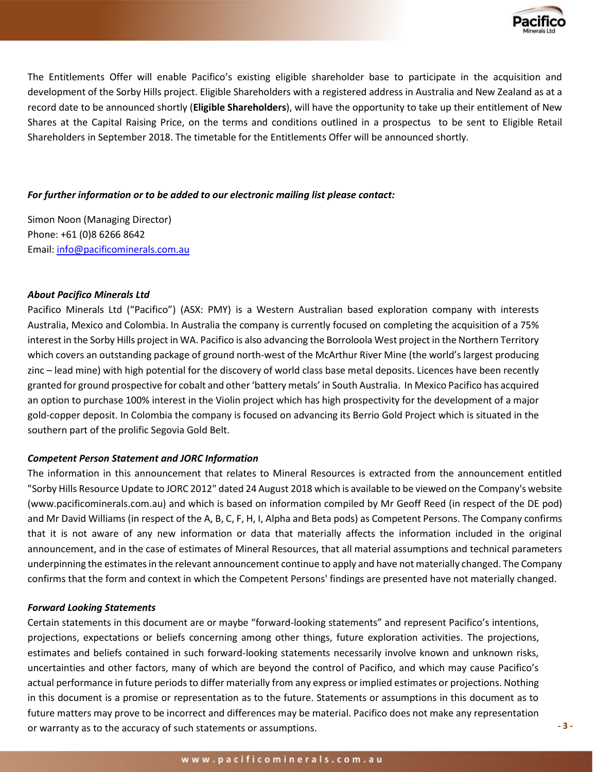The Entitlements Offer will enable Pacifico's existing eligible shareholder base to participate in the acquisition and development of the Sorby Hills project. Eligible Shareholders with a registered address in Australia and New Zealand as at a record date to be announced shortly (**Eligible Shareholders**), will have the opportunity to take up their entitlement of New Shares at the Capital Raising Price, on the terms and conditions outlined in a prospectus to be sent to Eligible Retail Shareholders in September 2018. The timetable for the Entitlements Offer will be announced shortly.

***For further information or to be added to our electronic mailing list please contact:***

Simon Noon (Managing Director)
Phone: +61 (0)8 6266 8642
Email: info@pacificominerals.com.au

***About Pacifico Minerals Ltd***

Pacifico Minerals Ltd ("Pacifico") (ASX: PMY) is a Western Australian based exploration company with interests Australia, Mexico and Colombia. In Australia the company is currently focused on completing the acquisition of a 75% interest in the Sorby Hills project in WA. Pacifico is also advancing the Borroloola West project in the Northern Territory which covers an outstanding package of ground north-west of the McArthur River Mine (the world's largest producing zinc – lead mine) with high potential for the discovery of world class base metal deposits. Licences have been recently granted for ground prospective for cobalt and other 'battery metals' in South Australia. In Mexico Pacifico has acquired an option to purchase 100% interest in the Violin project which has high prospectivity for the development of a major gold-copper deposit. In Colombia the company is focused on advancing its Berrio Gold Project which is situated in the southern part of the prolific Segovia Gold Belt.

***Competent Person Statement and JORC Information***

The information in this announcement that relates to Mineral Resources is extracted from the announcement entitled "Sorby Hills Resource Update to JORC 2012" dated 24 August 2018 which is available to be viewed on the Company's website (www.pacificominerals.com.au) and which is based on information compiled by Mr Geoff Reed (in respect of the DE pod) and Mr David Williams (in respect of the A, B, C, F, H, I, Alpha and Beta pods) as Competent Persons. The Company confirms that it is not aware of any new information or data that materially affects the information included in the original announcement, and in the case of estimates of Mineral Resources, that all material assumptions and technical parameters underpinning the estimates in the relevant announcement continue to apply and have not materially changed. The Company confirms that the form and context in which the Competent Persons' findings are presented have not materially changed.

***Forward Looking Statements***

Certain statements in this document are or maybe "forward-looking statements" and represent Pacifico's intentions, projections, expectations or beliefs concerning among other things, future exploration activities. The projections, estimates and beliefs contained in such forward-looking statements necessarily involve known and unknown risks, uncertainties and other factors, many of which are beyond the control of Pacifico, and which may cause Pacifico's actual performance in future periods to differ materially from any express or implied estimates or projections. Nothing in this document is a promise or representation as to the future. Statements or assumptions in this document as to future matters may prove to be incorrect and differences may be material. Pacifico does not make any representation or warranty as to the accuracy of such statements or assumptions.